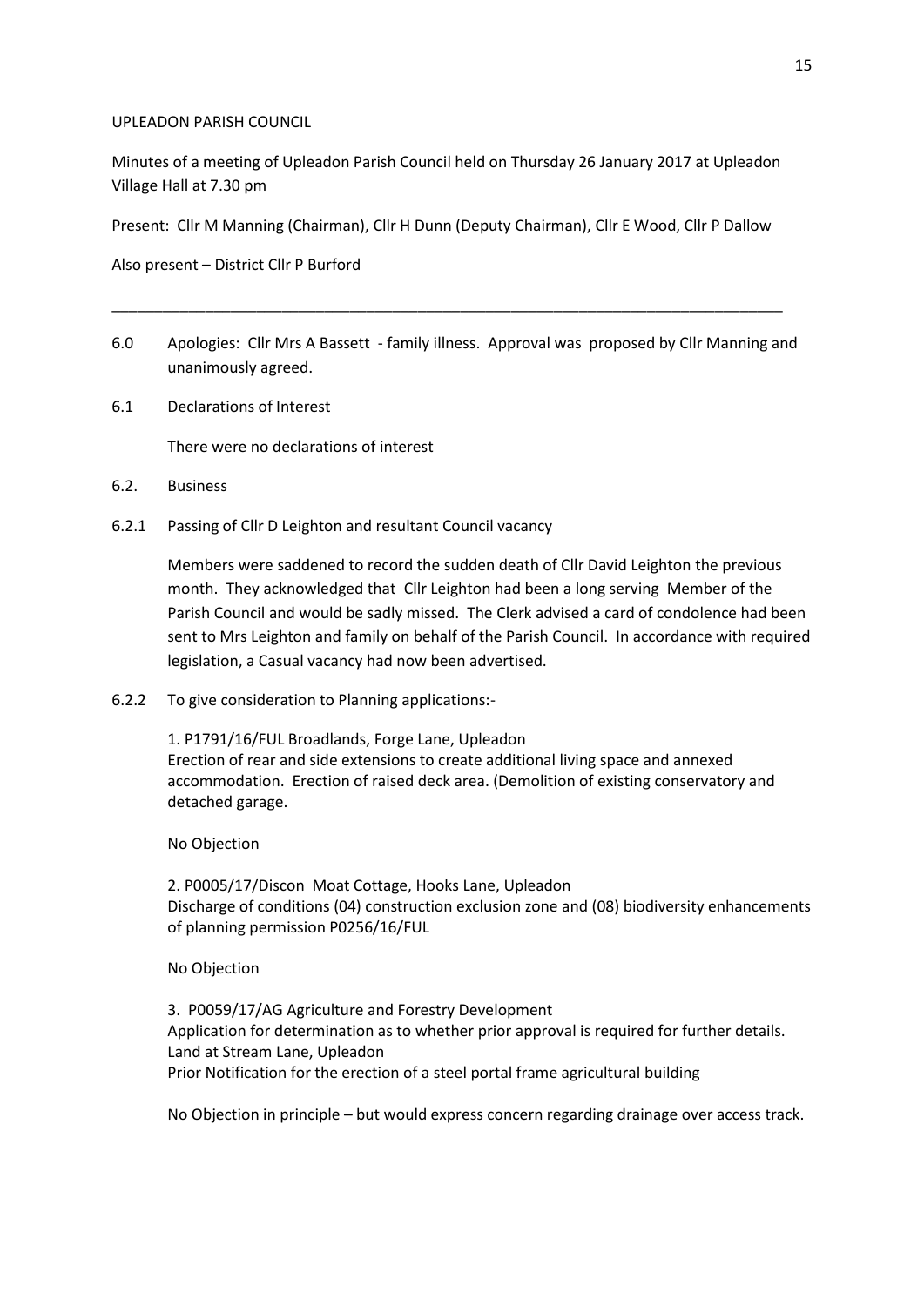UPLEADON PARISH COUNCIL

Minutes of a meeting of Upleadon Parish Council held on Thursday 26 January 2017 at Upleadon Village Hall at 7.30 pm

Present: Cllr M Manning (Chairman), Cllr H Dunn (Deputy Chairman), Cllr E Wood, Cllr P Dallow

Also present – District Cllr P Burford

---

6.0 Apologies: Cllr Mrs A Bassett - family illness. Approval was proposed by Cllr Manning and unanimously agreed.

6.1 Declarations of Interest

There were no declarations of interest

6.2. Business

6.2.1 Passing of Cllr D Leighton and resultant Council vacancy

Members were saddened to record the sudden death of Cllr David Leighton the previous month. They acknowledged that Cllr Leighton had been a long serving Member of the Parish Council and would be sadly missed. The Clerk advised a card of condolence had been sent to Mrs Leighton and family on behalf of the Parish Council. In accordance with required legislation, a Casual vacancy had now been advertised.

6.2.2 To give consideration to Planning applications:-

1. P1791/16/FUL Broadlands, Forge Lane, Upleadon
Erection of rear and side extensions to create additional living space and annexed accommodation. Erection of raised deck area. (Demolition of existing conservatory and detached garage.

No Objection

2. P0005/17/Discon Moat Cottage, Hooks Lane, Upleadon
Discharge of conditions (04) construction exclusion zone and (08) biodiversity enhancements of planning permission P0256/16/FUL

No Objection

3. P0059/17/AG Agriculture and Forestry Development
Application for determination as to whether prior approval is required for further details.
Land at Stream Lane, Upleadon
Prior Notification for the erection of a steel portal frame agricultural building

No Objection in principle – but would express concern regarding drainage over access track.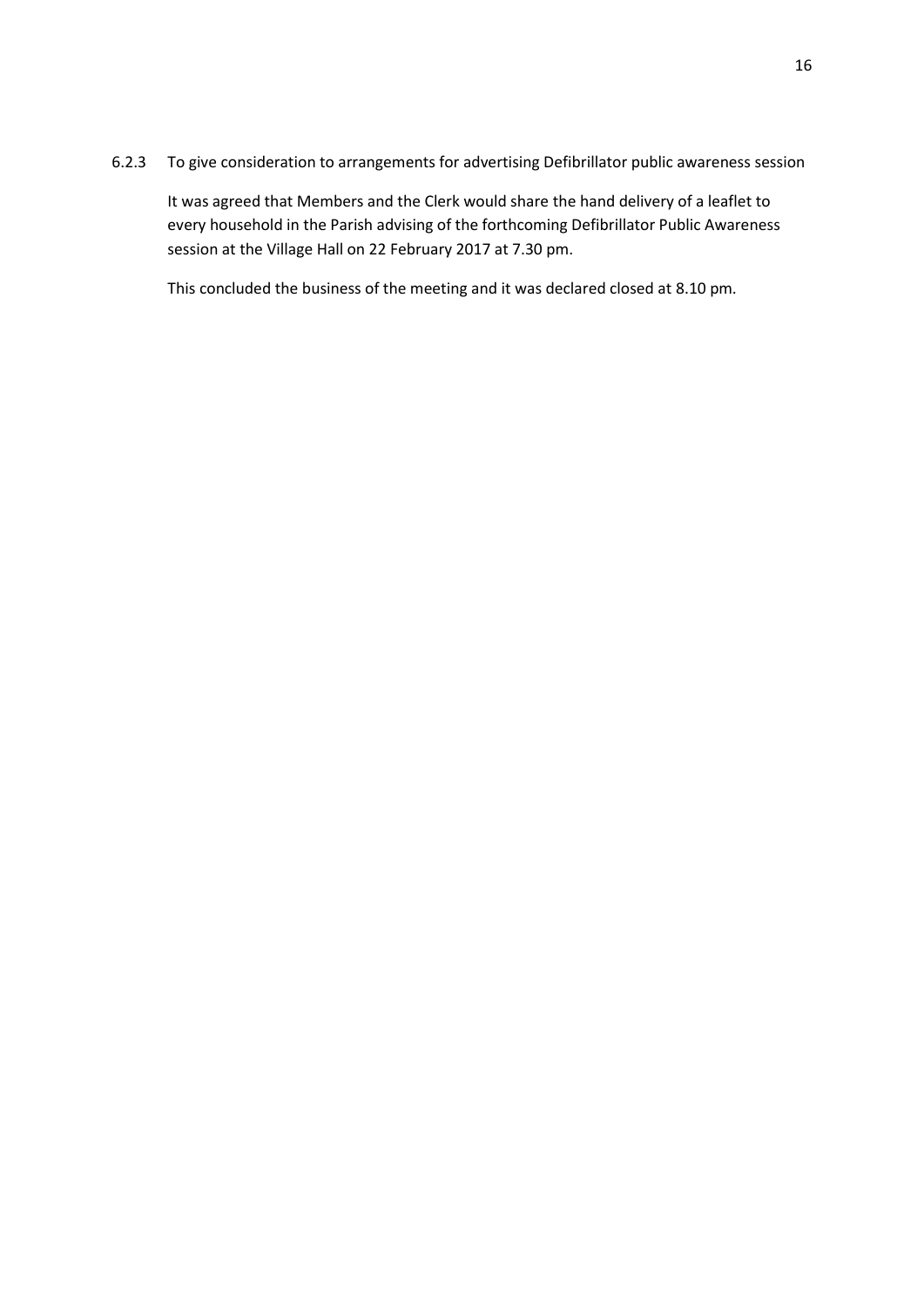6.2.3 To give consideration to arrangements for advertising Defibrillator public awareness session

It was agreed that Members and the Clerk would share the hand delivery of a leaflet to every household in the Parish advising of the forthcoming Defibrillator Public Awareness session at the Village Hall on 22 February 2017 at 7.30 pm.

This concluded the business of the meeting and it was declared closed at 8.10 pm.